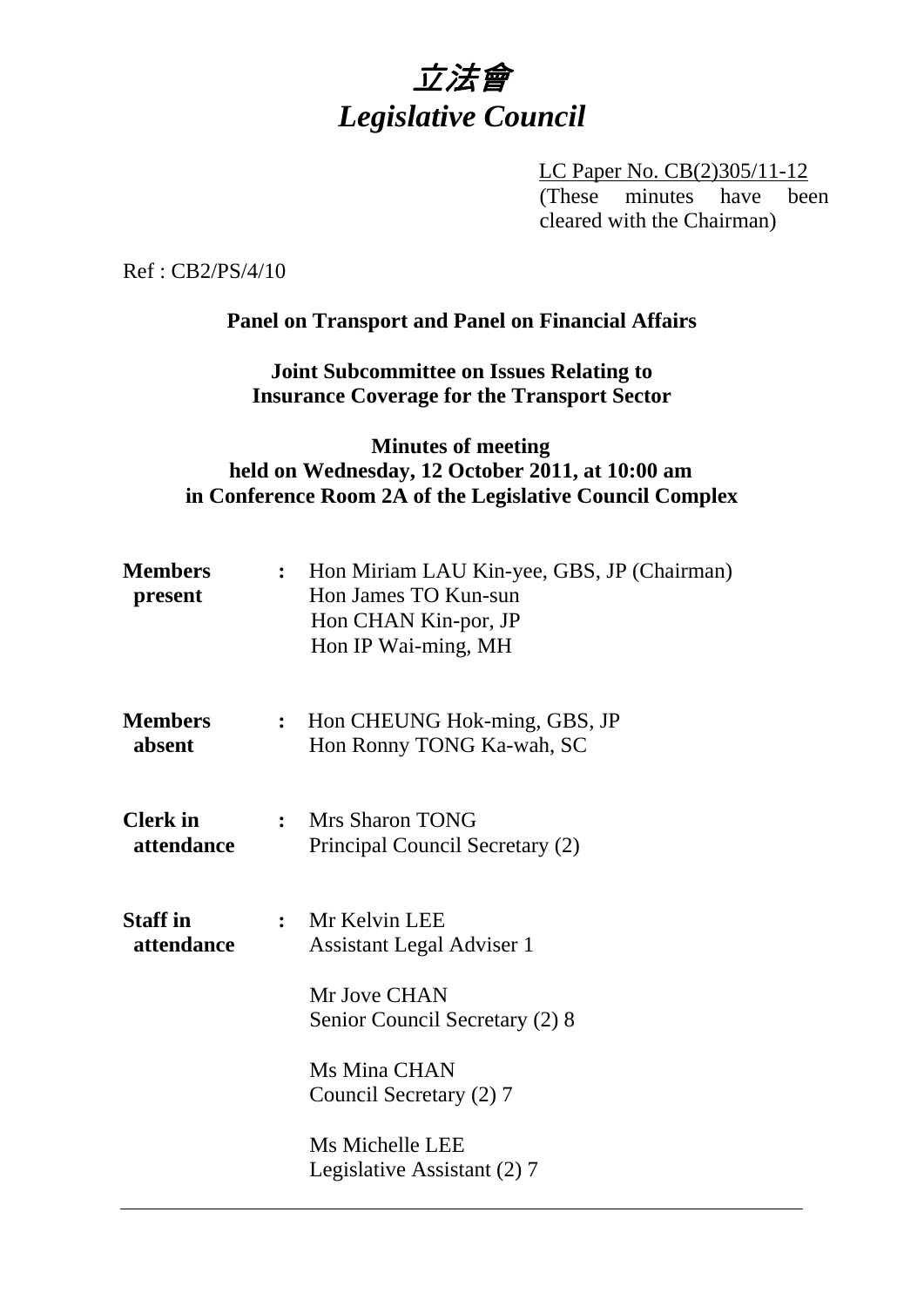# *立法會*
# *Legislative Council*

LC Paper No. CB(2)305/11-12
(These minutes have been cleared with the Chairman)

Ref : CB2/PS/4/10

**Panel on Transport and Panel on Financial Affairs**

**Joint Subcommittee on Issues Relating to Insurance Coverage for the Transport Sector**

**Minutes of meeting held on Wednesday, 12 October 2011, at 10:00 am in Conference Room 2A of the Legislative Council Complex**

| | | |
|---|---|---|
| **Members present** | : | Hon Miriam LAU Kin-yee, GBS, JP (Chairman)<br>Hon James TO Kun-sun<br>Hon CHAN Kin-por, JP<br>Hon IP Wai-ming, MH |
| **Members absent** | : | Hon CHEUNG Hok-ming, GBS, JP<br>Hon Ronny TONG Ka-wah, SC |
| **Clerk in attendance** | : | Mrs Sharon TONG<br>Principal Council Secretary (2) |
| **Staff in attendance** | : | Mr Kelvin LEE<br>Assistant Legal Adviser 1<br><br>Mr Jove CHAN<br>Senior Council Secretary (2) 8<br><br>Ms Mina CHAN<br>Council Secretary (2) 7<br><br>Ms Michelle LEE<br>Legislative Assistant (2) 7 |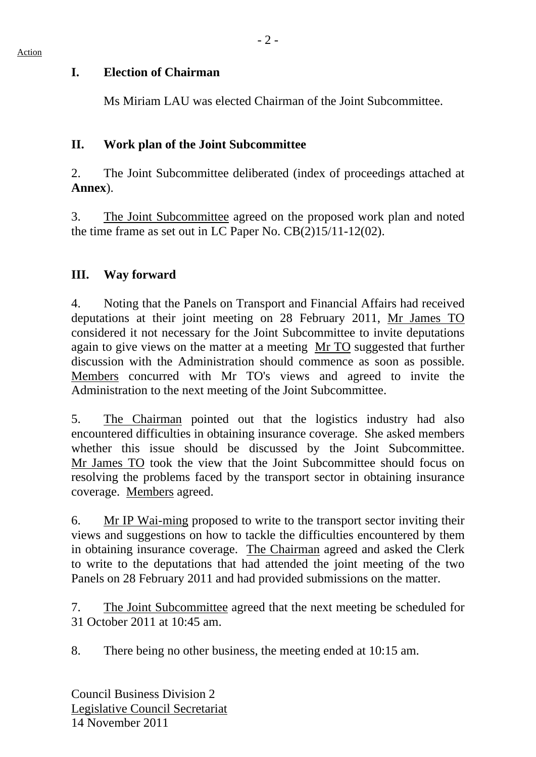Action

## I. Election of Chairman

Ms Miriam LAU was elected Chairman of the Joint Subcommittee.

## II. Work plan of the Joint Subcommittee

2. The Joint Subcommittee deliberated (index of proceedings attached at **Annex**).

3. The Joint Subcommittee agreed on the proposed work plan and noted the time frame as set out in LC Paper No. CB(2)15/11-12(02).

## III. Way forward

4. Noting that the Panels on Transport and Financial Affairs had received deputations at their joint meeting on 28 February 2011, Mr James TO considered it not necessary for the Joint Subcommittee to invite deputations again to give views on the matter at a meeting Mr TO suggested that further discussion with the Administration should commence as soon as possible. Members concurred with Mr TO's views and agreed to invite the Administration to the next meeting of the Joint Subcommittee.

5. The Chairman pointed out that the logistics industry had also encountered difficulties in obtaining insurance coverage. She asked members whether this issue should be discussed by the Joint Subcommittee. Mr James TO took the view that the Joint Subcommittee should focus on resolving the problems faced by the transport sector in obtaining insurance coverage. Members agreed.

6. Mr IP Wai-ming proposed to write to the transport sector inviting their views and suggestions on how to tackle the difficulties encountered by them in obtaining insurance coverage. The Chairman agreed and asked the Clerk to write to the deputations that had attended the joint meeting of the two Panels on 28 February 2011 and had provided submissions on the matter.

7. The Joint Subcommittee agreed that the next meeting be scheduled for 31 October 2011 at 10:45 am.

8. There being no other business, the meeting ended at 10:15 am.

Council Business Division 2
Legislative Council Secretariat
14 November 2011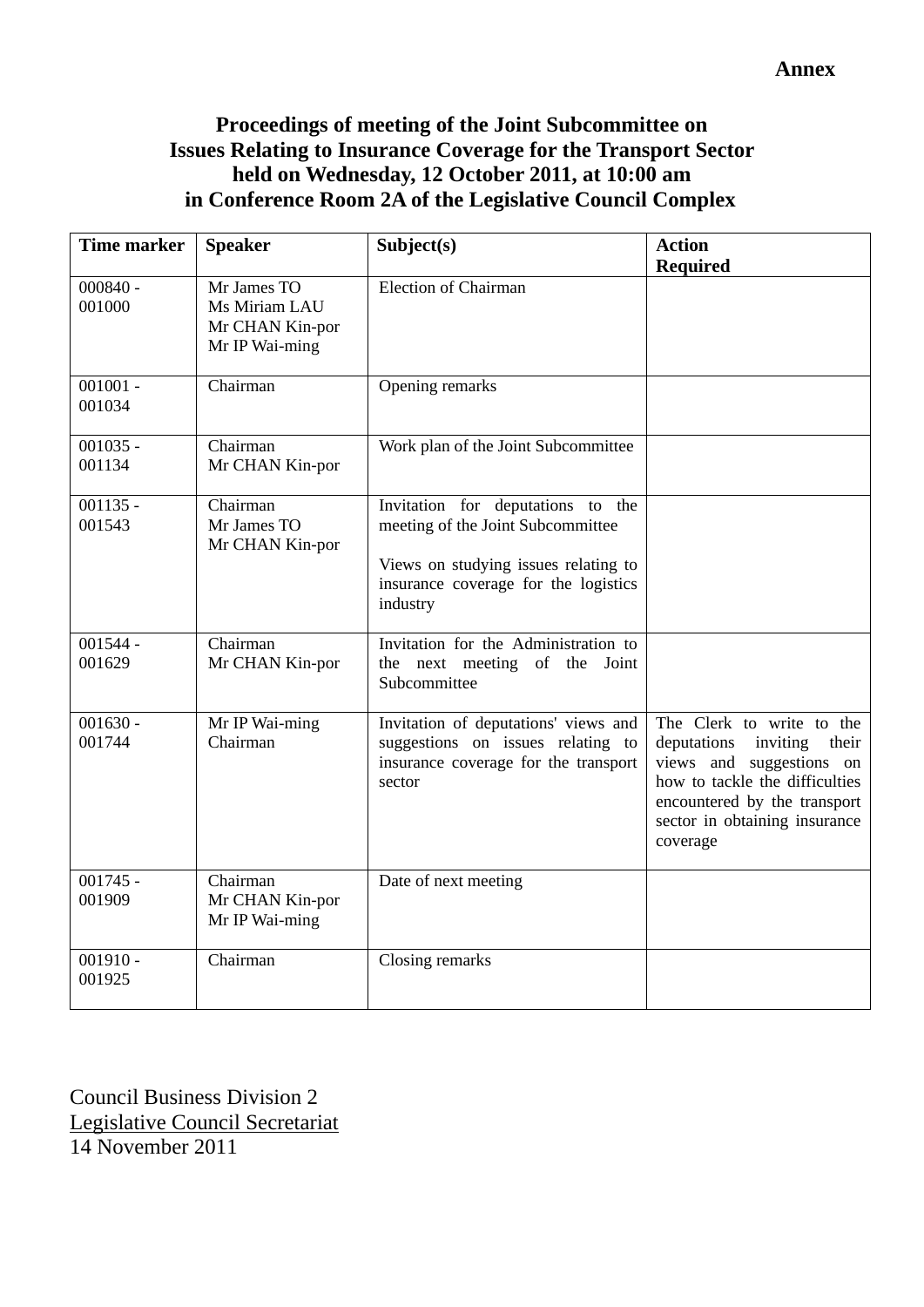**Annex**

## Proceedings of meeting of the Joint Subcommittee on Issues Relating to Insurance Coverage for the Transport Sector held on Wednesday, 12 October 2011, at 10:00 am in Conference Room 2A of the Legislative Council Complex

| Time marker | Speaker | Subject(s) | Action Required |
|---|---|---|---|
| 000840 - 001000 | Mr James TO<br>Ms Miriam LAU<br>Mr CHAN Kin-por<br>Mr IP Wai-ming | Election of Chairman | |
| 001001 - 001034 | Chairman | Opening remarks | |
| 001035 - 001134 | Chairman<br>Mr CHAN Kin-por | Work plan of the Joint Subcommittee | |
| 001135 - 001543 | Chairman<br>Mr James TO<br>Mr CHAN Kin-por | Invitation for deputations to the meeting of the Joint Subcommittee<br><br>Views on studying issues relating to insurance coverage for the logistics industry | |
| 001544 - 001629 | Chairman<br>Mr CHAN Kin-por | Invitation for the Administration to the next meeting of the Joint Subcommittee | |
| 001630 - 001744 | Mr IP Wai-ming<br>Chairman | Invitation of deputations' views and suggestions on issues relating to insurance coverage for the transport sector | The Clerk to write to the deputations inviting their views and suggestions on how to tackle the difficulties encountered by the transport sector in obtaining insurance coverage |
| 001745 - 001909 | Chairman<br>Mr CHAN Kin-por<br>Mr IP Wai-ming | Date of next meeting | |
| 001910 - 001925 | Chairman | Closing remarks | |

Council Business Division 2
Legislative Council Secretariat
14 November 2011